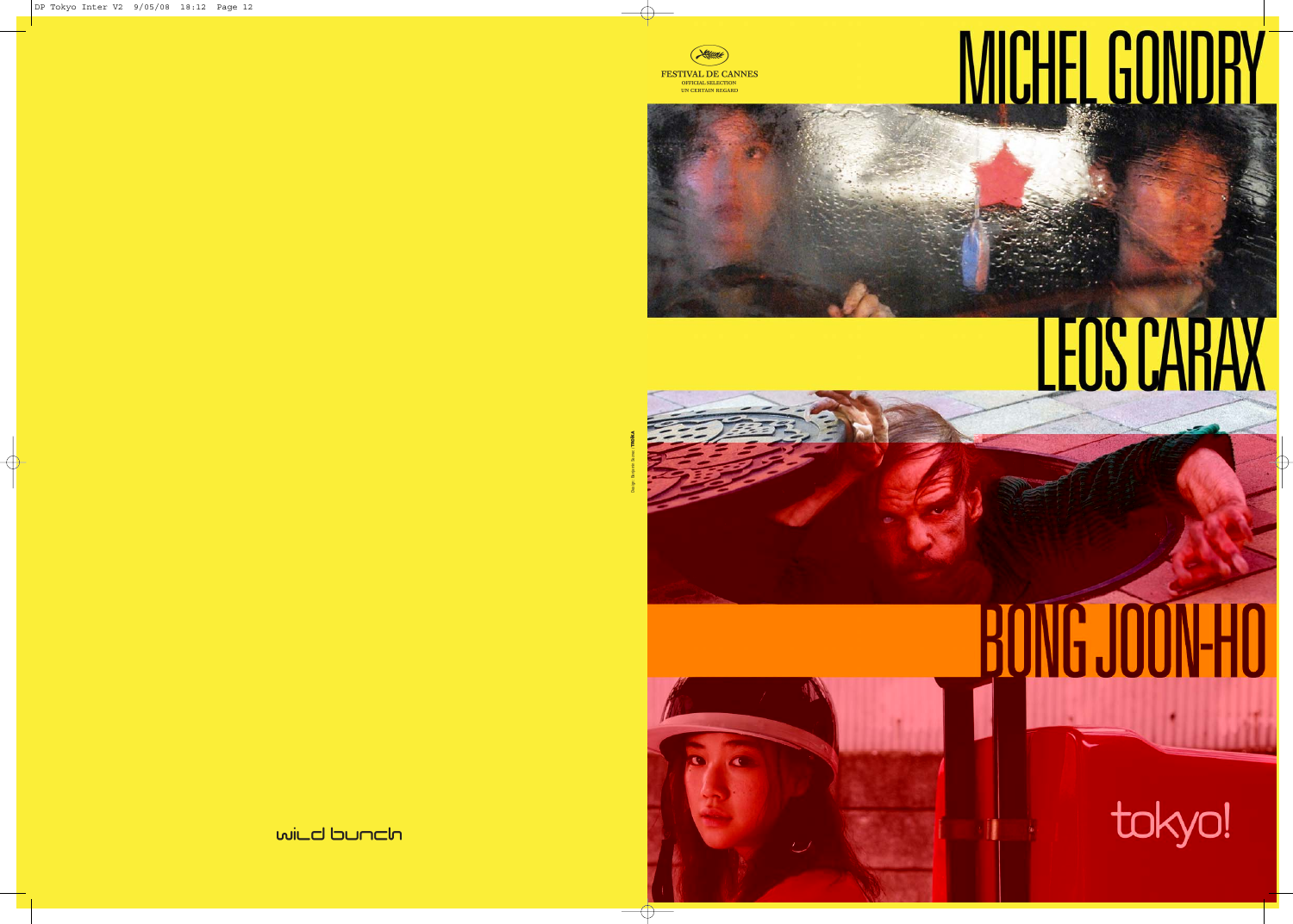FESTIVAL DE CANNES
OFFICIAL SELECTION
UN CERTAIN REGARD

# MICHEL GONDRY

# LEOS CARAX

# BONG JOON-HO

# tokyo!

wild bunch

Design: Benjamin Seznec / TROÏKA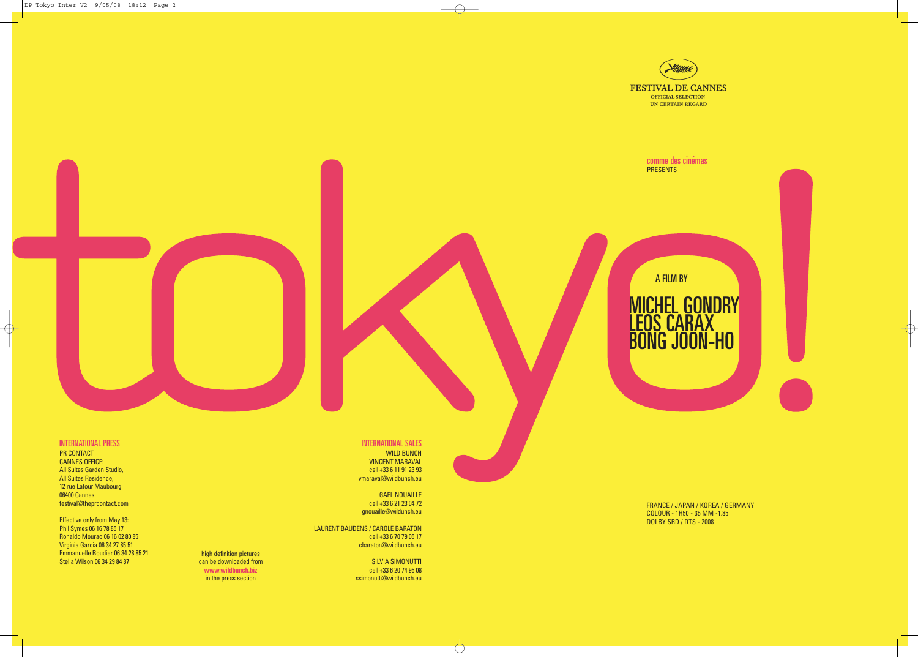FESTIVAL DE CANNES
OFFICIAL SELECTION
UN CERTAIN REGARD

comme des cinémas
PRESENTS

# tokyo!

A FILM BY

## MICHEL GONDRY
## LEOS CARAX
## BONG JOON-HO

FRANCE / JAPAN / KOREA / GERMANY
COLOUR - 1H50 - 35 MM -1.85
DOLBY SRD / DTS - 2008

### INTERNATIONAL PRESS

PR CONTACT
CANNES OFFICE:
All Suites Garden Studio,
All Suites Residence,
12 rue Latour Maubourg
06400 Cannes
festival@theprcontact.com

Effective only from May 13:
Phil Symes 06 16 78 85 17
Ronaldo Mourao 06 16 02 80 85
Virginia Garcia 06 34 27 85 51
Emmanuelle Boudier 06 34 28 85 21
Stella Wilson 06 34 29 84 87

high definition pictures
can be downloaded from
**www.wildbunch.biz**
in the press section

### INTERNATIONAL SALES

WILD BUNCH
VINCENT MARAVAL
cell +33 6 11 91 23 93
vmaraval@wildbunch.eu

GAEL NOUAILLE
cell +33 6 21 23 04 72
gnouaille@wildunch.eu

LAURENT BAUDENS / CAROLE BARATON
cell +33 6 70 79 05 17
cbaraton@wildbunch.eu

SILVIA SIMONUTTI
cell +33 6 20 74 95 08
ssimonutti@wildbunch.eu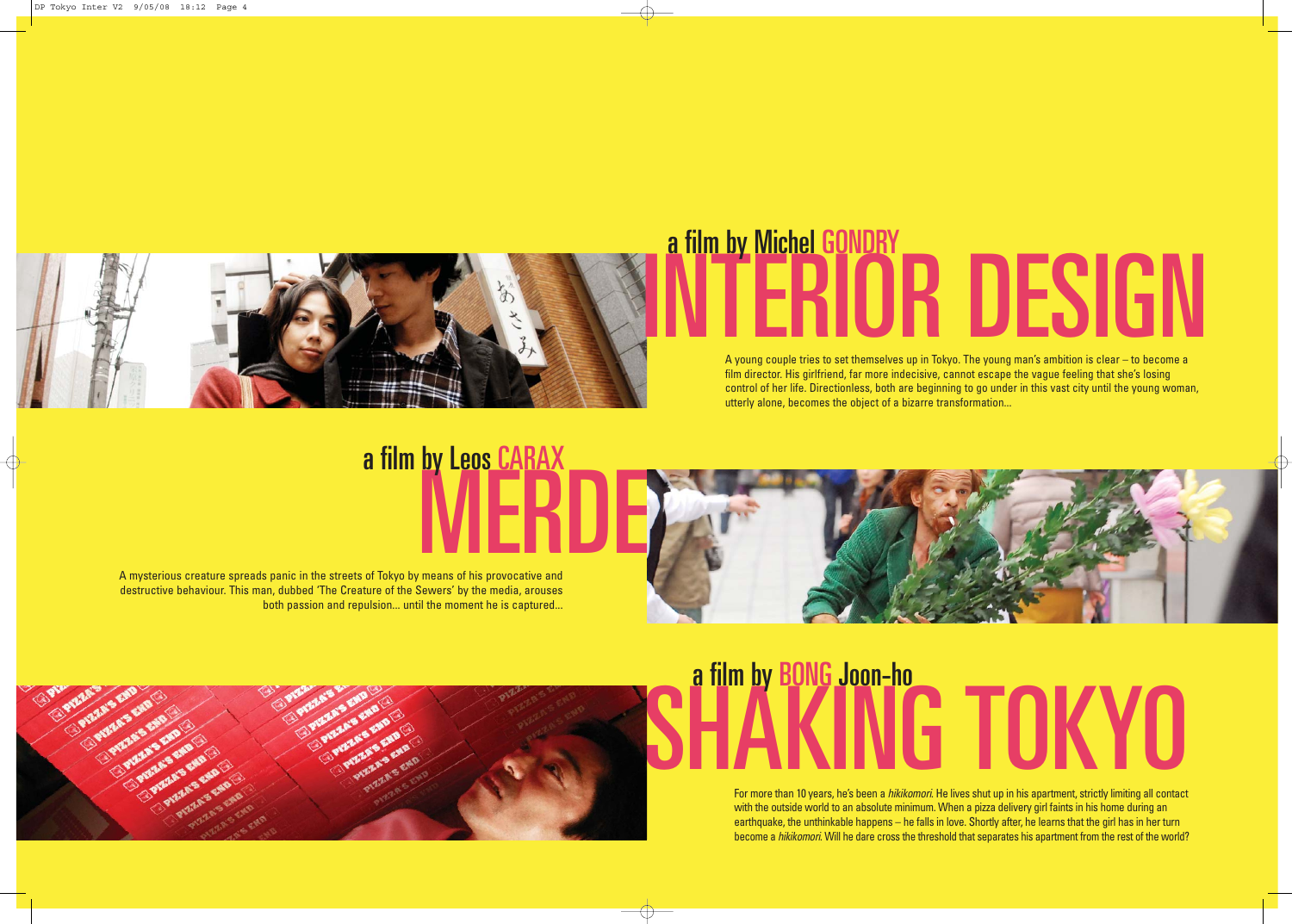a film by Michel GONDRY

# INTERIOR DESIGN

A young couple tries to set themselves up in Tokyo. The young man's ambition is clear – to become a film director. His girlfriend, far more indecisive, cannot escape the vague feeling that she's losing control of her life. Directionless, both are beginning to go under in this vast city until the young woman, utterly alone, becomes the object of a bizarre transformation...

a film by Leos CARAX

# MERDE

A mysterious creature spreads panic in the streets of Tokyo by means of his provocative and destructive behaviour. This man, dubbed 'The Creature of the Sewers' by the media, arouses both passion and repulsion... until the moment he is captured...

a film by BONG Joon-ho

# SHAKING TOKYO

For more than 10 years, he's been a *hikikomori*. He lives shut up in his apartment, strictly limiting all contact with the outside world to an absolute minimum. When a pizza delivery girl faints in his home during an earthquake, the unthinkable happens – he falls in love. Shortly after, he learns that the girl has in her turn become a *hikikomori*. Will he dare cross the threshold that separates his apartment from the rest of the world?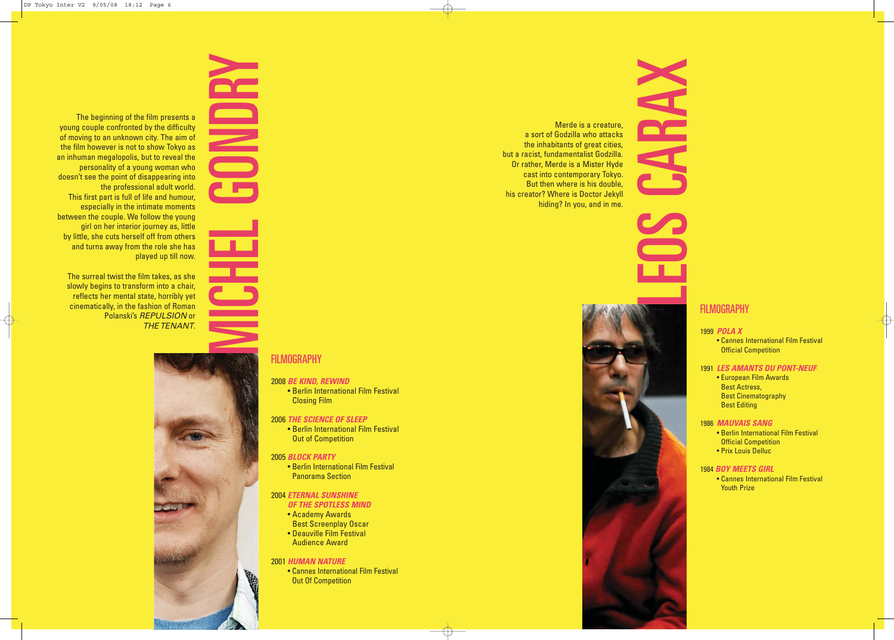# MICHEL GONDRY

The beginning of the film presents a young couple confronted by the difficulty of moving to an unknown city. The aim of the film however is not to show Tokyo as an inhuman megalopolis, but to reveal the personality of a young woman who doesn't see the point of disappearing into the professional adult world.
This first part is full of life and humour, especially in the intimate moments between the couple. We follow the young girl on her interior journey as, little by little, she cuts herself off from others and turns away from the role she has played up till now.

The surreal twist the film takes, as she slowly begins to transform into a chair, reflects her mental state, horribly yet cinematically, in the fashion of Roman Polanski's *REPULSION* or *THE TENANT*.

## FILMOGRAPHY

2008 ***BE KIND, REWIND***
- Berlin International Film Festival Closing Film

2006 ***THE SCIENCE OF SLEEP***
- Berlin International Film Festival Out of Competition

2005 ***BLOCK PARTY***
- Berlin International Film Festival Panorama Section

2004 ***ETERNAL SUNSHINE OF THE SPOTLESS MIND***
- Academy Awards Best Screenplay Oscar
- Deauville Film Festival Audience Award

2001 ***HUMAN NATURE***
- Cannes International Film Festival Out Of Competition

# LEOS CARAX

Merde is a creature, a sort of Godzilla who attacks the inhabitants of great cities, but a racist, fundamentalist Godzilla. Or rather, Merde is a Mister Hyde cast into contemporary Tokyo. But then where is his double, his creator? Where is Doctor Jekyll hiding? In you, and in me.

## FILMOGRAPHY

1999 ***POLA X***
- Cannes International Film Festival Official Competition

1991 ***LES AMANTS DU PONT-NEUF***
- European Film Awards Best Actress, Best Cinematography Best Editing

1986 ***MAUVAIS SANG***
- Berlin International Film Festival Official Competition
- Prix Louis Delluc

1984 ***BOY MEETS GIRL***
- Cannes International Film Festival Youth Prize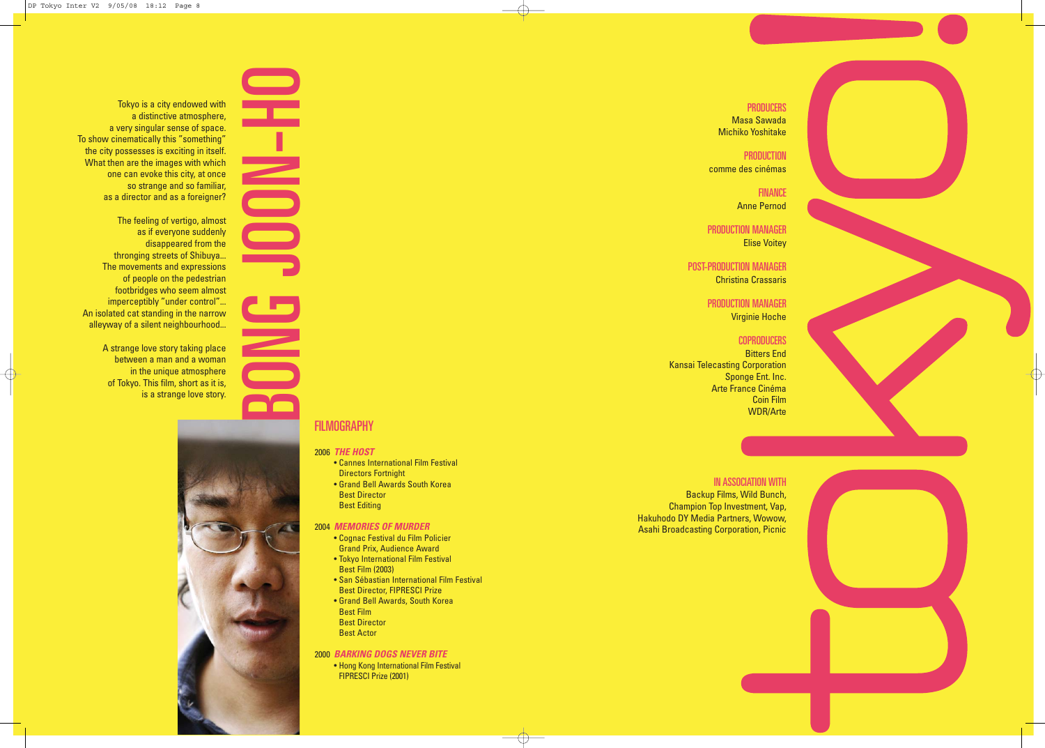# BONG JOON-HO

Tokyo is a city endowed with
a distinctive atmosphere,
a very singular sense of space.
To show cinematically this "something"
the city possesses is exciting in itself.
What then are the images with which
one can evoke this city, at once
so strange and so familiar,
as a director and as a foreigner?

The feeling of vertigo, almost
as if everyone suddenly
disappeared from the
thronging streets of Shibuya...
The movements and expressions
of people on the pedestrian
footbridges who seem almost
imperceptibly "under control"...
An isolated cat standing in the narrow
alleyway of a silent neighbourhood...

A strange love story taking place
between a man and a woman
in the unique atmosphere
of Tokyo. This film, short as it is,
is a strange love story.

## FILMOGRAPHY

2006 ***THE HOST***
- Cannes International Film Festival
  Directors Fortnight
- Grand Bell Awards South Korea
  Best Director
  Best Editing

2004 ***MEMORIES OF MURDER***
- Cognac Festival du Film Policier
  Grand Prix, Audience Award
- Tokyo International Film Festival
  Best Film (2003)
- San Sébastian International Film Festival
  Best Director, FIPRESCI Prize
- Grand Bell Awards, South Korea
  Best Film
  Best Director
  Best Actor

2000 ***BARKING DOGS NEVER BITE***
- Hong Kong International Film Festival
  FIPRESCI Prize (2001)

# tokyo!

**PRODUCERS**
Masa Sawada
Michiko Yoshitake

**PRODUCTION**
comme des cinémas

**FINANCE**
Anne Pernod

**PRODUCTION MANAGER**
Elise Voitey

**POST-PRODUCTION MANAGER**
Christina Crassaris

**PRODUCTION MANAGER**
Virginie Hoche

**COPRODUCERS**
Bitters End
Kansai Telecasting Corporation
Sponge Ent. Inc.
Arte France Cinéma
Coin Film
WDR/Arte

**IN ASSOCIATION WITH**
Backup Films, Wild Bunch,
Champion Top Investment, Vap,
Hakuhodo DY Media Partners, Wowow,
Asahi Broadcasting Corporation, Picnic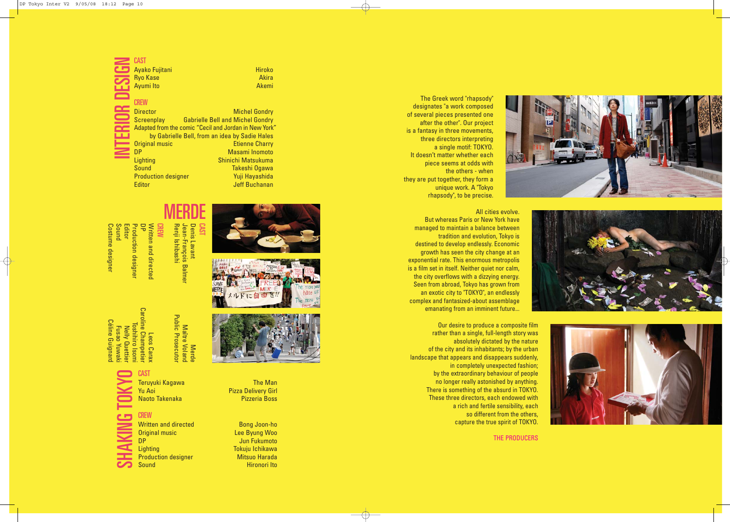## INTERIOR DESIGN

### CAST

| | |
|---|---|
| Ayako Fujitani | Hiroko |
| Ryo Kase | Akira |
| Ayumi Ito | Akemi |

### CREW

| | |
|---|---|
| Director | Michel Gondry |
| Screenplay | Gabrielle Bell and Michel Gondry |

Adapted from the comic "Cecil and Jordan in New York" by Gabrielle Bell, from an idea by Sadie Hales

| | |
|---|---|
| Original music | Etienne Charry |
| DP | Masami Inomoto |
| Lighting | Shinichi Matsukuma |
| Sound | Takeshi Ogawa |
| Production designer | Yuji Hayashida |
| Editor | Jeff Buchanan |

## MERDE

### CAST

| | |
|---|---|
| Denis Lavant | Merde |
| Jean-François Balmer | Maître Voland |
| Renji Ishibashi | Public Prosecutor |

### CREW

| | |
|---|---|
| Written and directed | Leos Carax |
| DP | Caroline Champetier |
| Production designer | Toshihiro Isomi |
| Editor | Nelly Quettier |
| Sound | Fusao Yuwaki |
| Costume designer | Céline Guignard |

## SHAKING TOKYO

### CAST

| | |
|---|---|
| Teruyuki Kagawa | The Man |
| Yu Aoi | Pizza Delivery Girl |
| Naoto Takenaka | Pizzeria Boss |

### CREW

| | |
|---|---|
| Written and directed | Bong Joon-ho |
| Original music | Lee Byung Woo |
| DP | Jun Fukumoto |
| Lighting | Tokuju Ichikawa |
| Production designer | Mitsuo Harada |
| Sound | Hironori Ito |

The Greek word "rhapsody" designates "a work composed of several pieces presented one after the other". Our project is a fantasy in three movements, three directors interpreting a single motif: TOKYO. It doesn't matter whether each piece seems at odds with the others - when they are put together, they form a unique work. A "Tokyo rhapsody", to be precise.

All cities evolve. But whereas Paris or New York have managed to maintain a balance between tradition and evolution, Tokyo is destined to develop endlessly. Economic growth has seen the city change at an exponential rate. This enormous metropolis is a film set in itself. Neither quiet nor calm, the city overflows with a dizzying energy. Seen from abroad, Tokyo has grown from an exotic city to "TOKYO", an endlessly complex and fantasized-about assemblage emanating from an imminent future...

Our desire to produce a composite film rather than a single, full-length story was absolutely dictated by the nature of the city and its inhabitants; by the urban landscape that appears and disappears suddenly, in completely unexpected fashion; by the extraordinary behaviour of people no longer really astonished by anything. There is something of the absurd in TOKYO. These three directors, each endowed with a rich and fertile sensibility, each so different from the others, capture the true spirit of TOKYO.

THE PRODUCERS